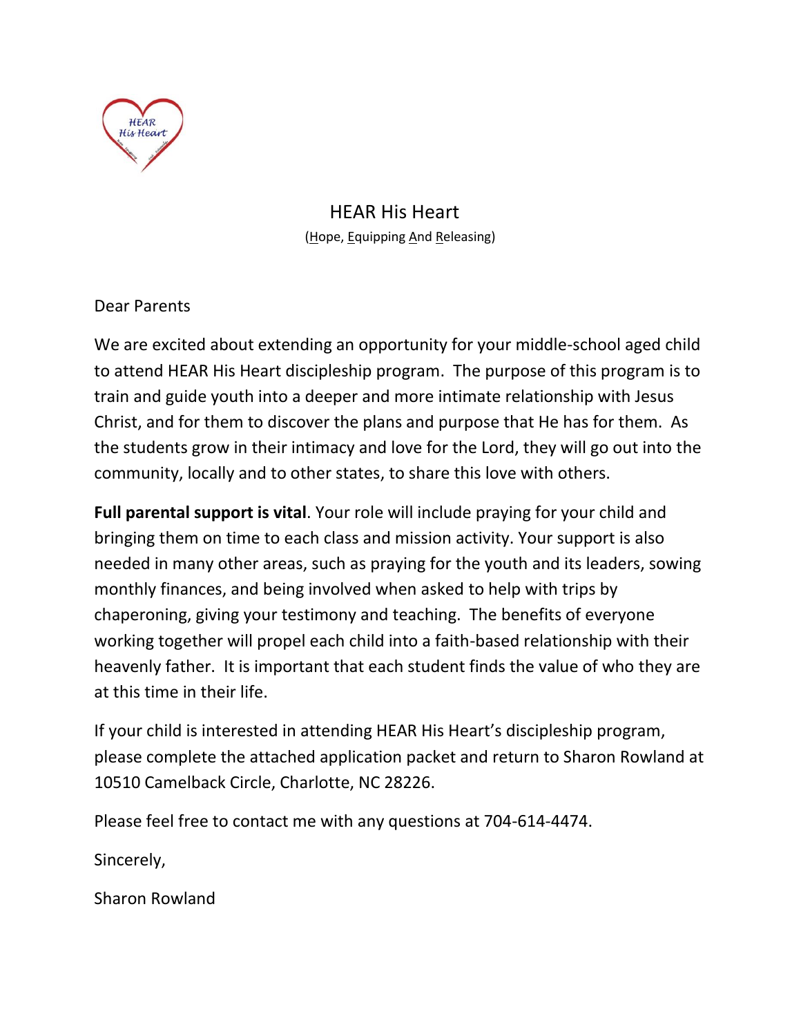# HEAR His Heart

(Hope, Equipping And Releasing)

Dear Parents

We are excited about extending an opportunity for your middle-school aged child to attend HEAR His Heart discipleship program. The purpose of this program is to train and guide youth into a deeper and more intimate relationship with Jesus Christ, and for them to discover the plans and purpose that He has for them. As the students grow in their intimacy and love for the Lord, they will go out into the community, locally and to other states, to share this love with others.

**Full parental support is vital**. Your role will include praying for your child and bringing them on time to each class and mission activity. Your support is also needed in many other areas, such as praying for the youth and its leaders, sowing monthly finances, and being involved when asked to help with trips by chaperoning, giving your testimony and teaching. The benefits of everyone working together will propel each child into a faith-based relationship with their heavenly father. It is important that each student finds the value of who they are at this time in their life.

If your child is interested in attending HEAR His Heart's discipleship program, please complete the attached application packet and return to Sharon Rowland at 10510 Camelback Circle, Charlotte, NC 28226.

Please feel free to contact me with any questions at 704-614-4474.

Sincerely,

Sharon Rowland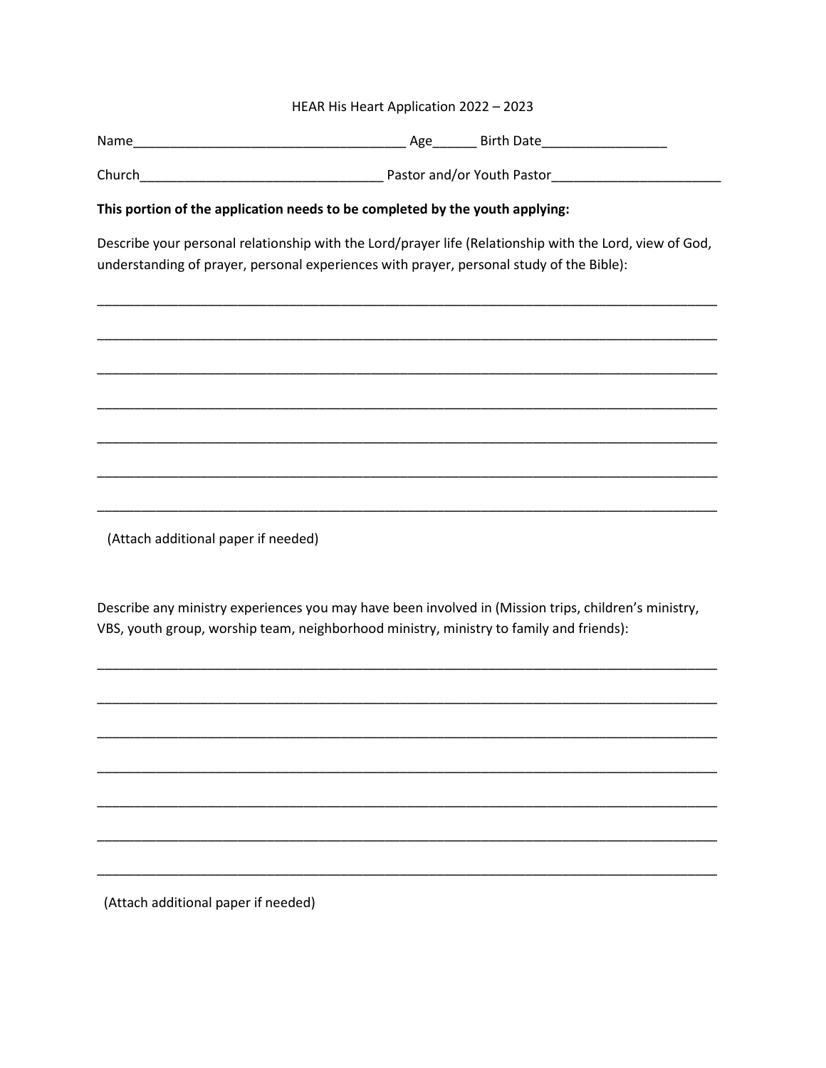HEAR His Heart Application 2022 – 2023

Name_____________________________________ Age______ Birth Date_________________

Church_________________________________ Pastor and/or Youth Pastor_______________________

**This portion of the application needs to be completed by the youth applying:**

Describe your personal relationship with the Lord/prayer life (Relationship with the Lord, view of God, understanding of prayer, personal experiences with prayer, personal study of the Bible):

_____________________________________________________________________________________

_____________________________________________________________________________________

_____________________________________________________________________________________

_____________________________________________________________________________________

_____________________________________________________________________________________

_____________________________________________________________________________________

_____________________________________________________________________________________

(Attach additional paper if needed)

Describe any ministry experiences you may have been involved in (Mission trips, children's ministry, VBS, youth group, worship team, neighborhood ministry, ministry to family and friends):

_____________________________________________________________________________________

_____________________________________________________________________________________

_____________________________________________________________________________________

_____________________________________________________________________________________

_____________________________________________________________________________________

_____________________________________________________________________________________

_____________________________________________________________________________________

(Attach additional paper if needed)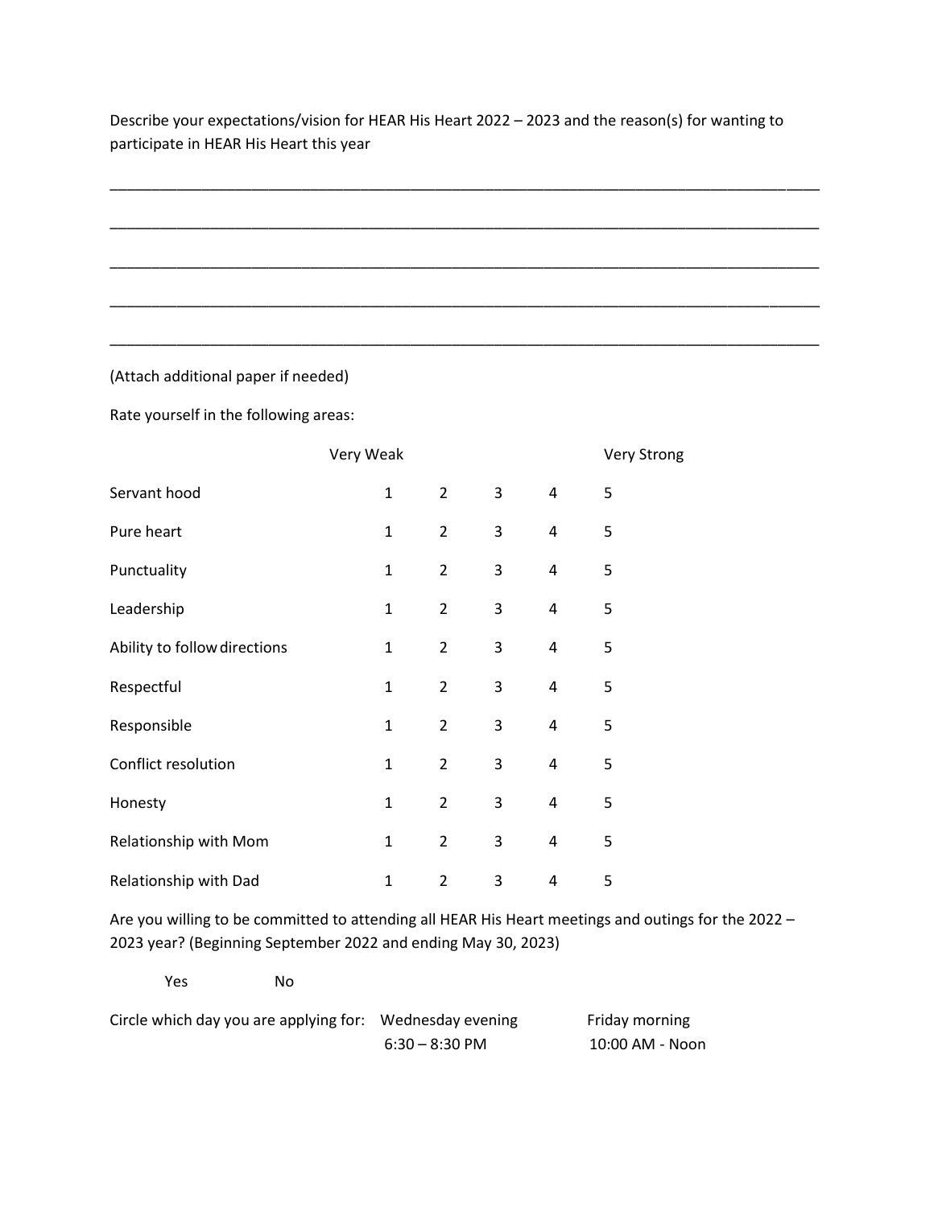Describe your expectations/vision for HEAR His Heart 2022 – 2023 and the reason(s) for wanting to participate in HEAR His Heart this year

_______________________________________________________________________________________

_______________________________________________________________________________________

_______________________________________________________________________________________

_______________________________________________________________________________________

_______________________________________________________________________________________

(Attach additional paper if needed)

Rate yourself in the following areas:

| | Very Weak | | | | Very Strong |
|---|---|---|---|---|---|
| Servant hood | 1 | 2 | 3 | 4 | 5 |
| Pure heart | 1 | 2 | 3 | 4 | 5 |
| Punctuality | 1 | 2 | 3 | 4 | 5 |
| Leadership | 1 | 2 | 3 | 4 | 5 |
| Ability to follow directions | 1 | 2 | 3 | 4 | 5 |
| Respectful | 1 | 2 | 3 | 4 | 5 |
| Responsible | 1 | 2 | 3 | 4 | 5 |
| Conflict resolution | 1 | 2 | 3 | 4 | 5 |
| Honesty | 1 | 2 | 3 | 4 | 5 |
| Relationship with Mom | 1 | 2 | 3 | 4 | 5 |
| Relationship with Dad | 1 | 2 | 3 | 4 | 5 |

Are you willing to be committed to attending all HEAR His Heart meetings and outings for the 2022 – 2023 year? (Beginning September 2022 and ending May 30, 2023)

Yes No

Circle which day you are applying for: Wednesday evening 6:30 – 8:30 PM    Friday morning 10:00 AM - Noon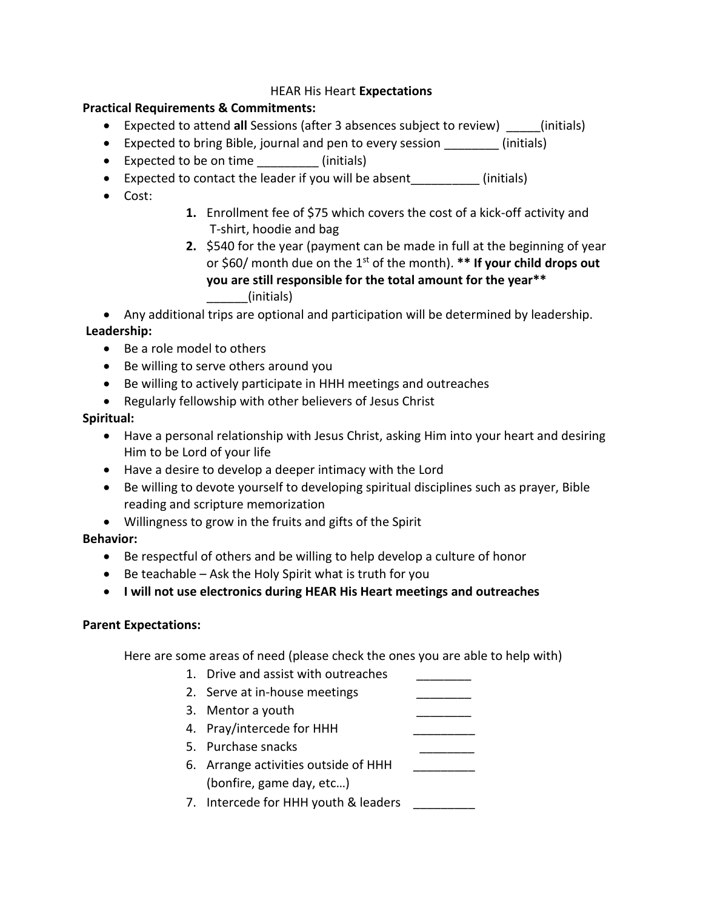# HEAR His Heart **Expectations**

**Practical Requirements & Commitments:**

- Expected to attend **all** Sessions (after 3 absences subject to review) _____(initials)
- Expected to bring Bible, journal and pen to every session ________ (initials)
- Expected to be on time _________ (initials)
- Expected to contact the leader if you will be absent__________ (initials)
- Cost:
    1. Enrollment fee of $75 which covers the cost of a kick-off activity and T-shirt, hoodie and bag
    2. $540 for the year (payment can be made in full at the beginning of year or $60/ month due on the 1st of the month). **** If your child drops out you are still responsible for the total amount for the year**** ______(initials)
- Any additional trips are optional and participation will be determined by leadership.

**Leadership:**

- Be a role model to others
- Be willing to serve others around you
- Be willing to actively participate in HHH meetings and outreaches
- Regularly fellowship with other believers of Jesus Christ

**Spiritual:**

- Have a personal relationship with Jesus Christ, asking Him into your heart and desiring Him to be Lord of your life
- Have a desire to develop a deeper intimacy with the Lord
- Be willing to devote yourself to developing spiritual disciplines such as prayer, Bible reading and scripture memorization
- Willingness to grow in the fruits and gifts of the Spirit

**Behavior:**

- Be respectful of others and be willing to help develop a culture of honor
- Be teachable – Ask the Holy Spirit what is truth for you
- **I will not use electronics during HEAR His Heart meetings and outreaches**

**Parent Expectations:**

Here are some areas of need (please check the ones you are able to help with)

1. Drive and assist with outreaches ________
2. Serve at in-house meetings ________
3. Mentor a youth ________
4. Pray/intercede for HHH _________
5. Purchase snacks ________
6. Arrange activities outside of HHH (bonfire, game day, etc…) _________
7. Intercede for HHH youth & leaders _________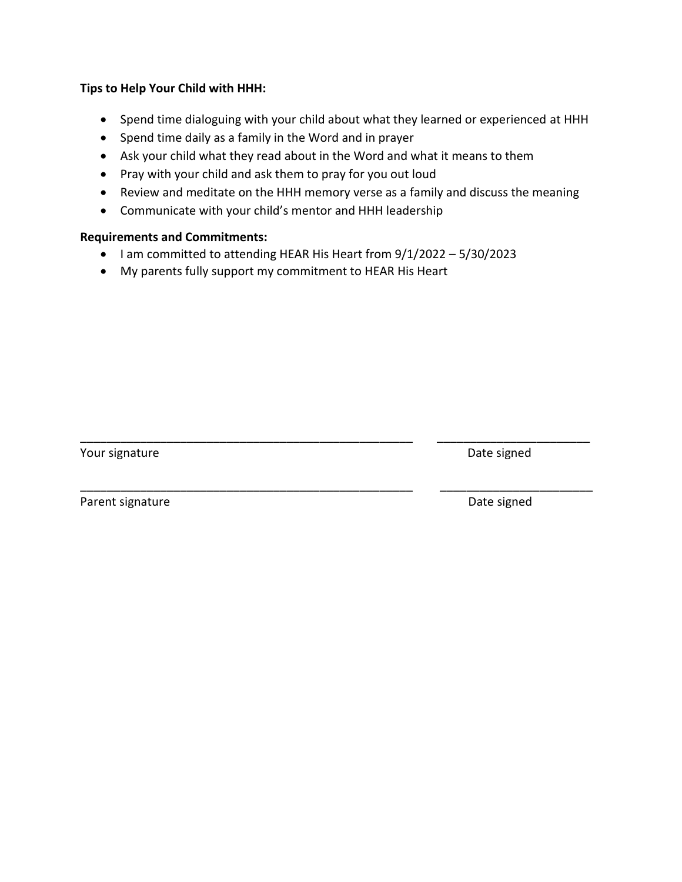**Tips to Help Your Child with HHH:**

- Spend time dialoguing with your child about what they learned or experienced at HHH
- Spend time daily as a family in the Word and in prayer
- Ask your child what they read about in the Word and what it means to them
- Pray with your child and ask them to pray for you out loud
- Review and meditate on the HHH memory verse as a family and discuss the meaning
- Communicate with your child's mentor and HHH leadership

**Requirements and Commitments:**

- I am committed to attending HEAR His Heart from 9/1/2022 – 5/30/2023
- My parents fully support my commitment to HEAR His Heart

_____________________________________________________ _______________________

Your signature Date signed

_____________________________________________________ _______________________

Parent signature Date signed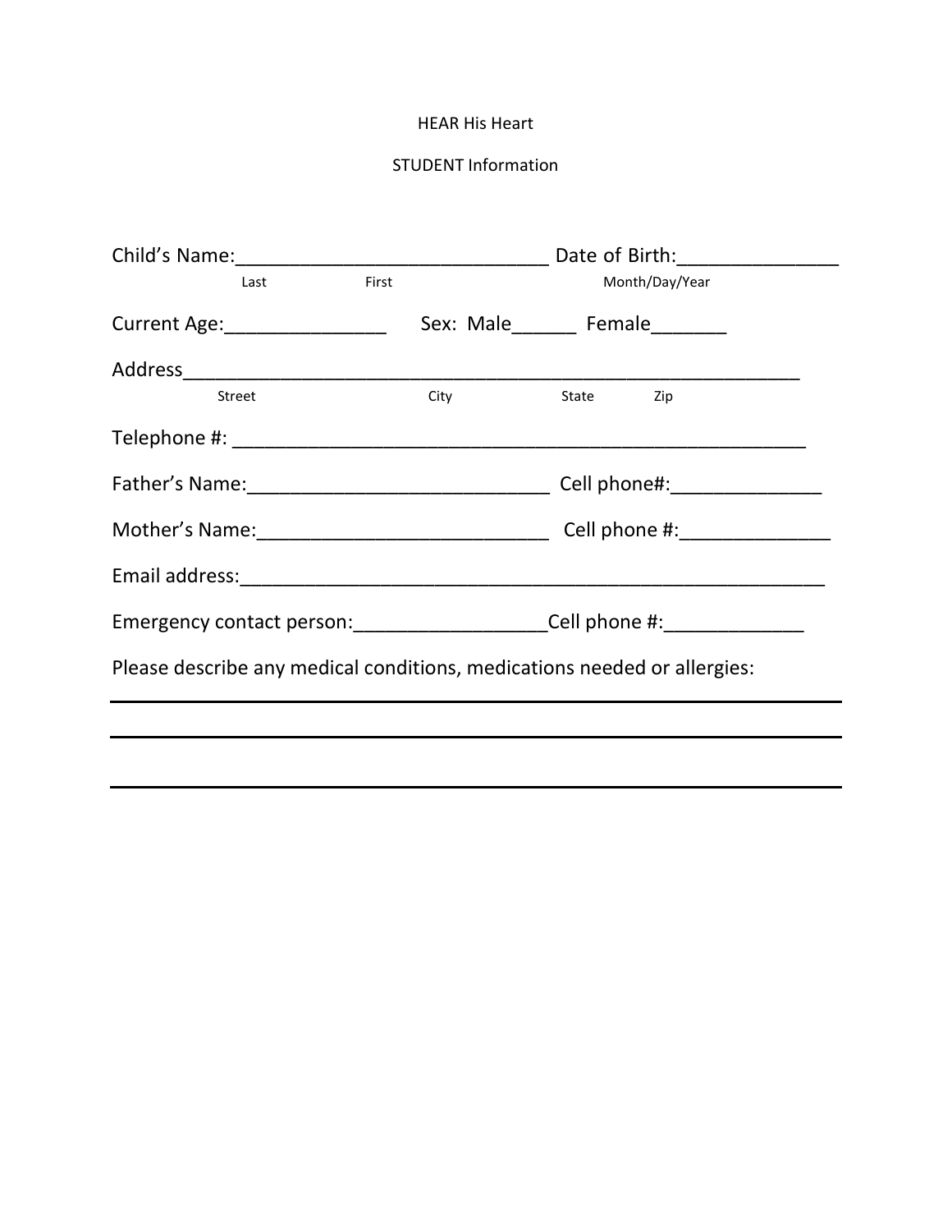HEAR His Heart

STUDENT Information

Child's Name:_____________________________ Date of Birth:_______________
Last First Month/Day/Year

Current Age:_______________ Sex: Male______ Female_______

Address__________________________________________________________
Street City State Zip

Telephone #: _____________________________________________________

Father's Name:____________________________ Cell phone#:______________

Mother's Name:___________________________ Cell phone #:______________

Email address:______________________________________________________

Emergency contact person:__________________Cell phone #:_____________

Please describe any medical conditions, medications needed or allergies:

_____________________________________________________________________

_____________________________________________________________________

_____________________________________________________________________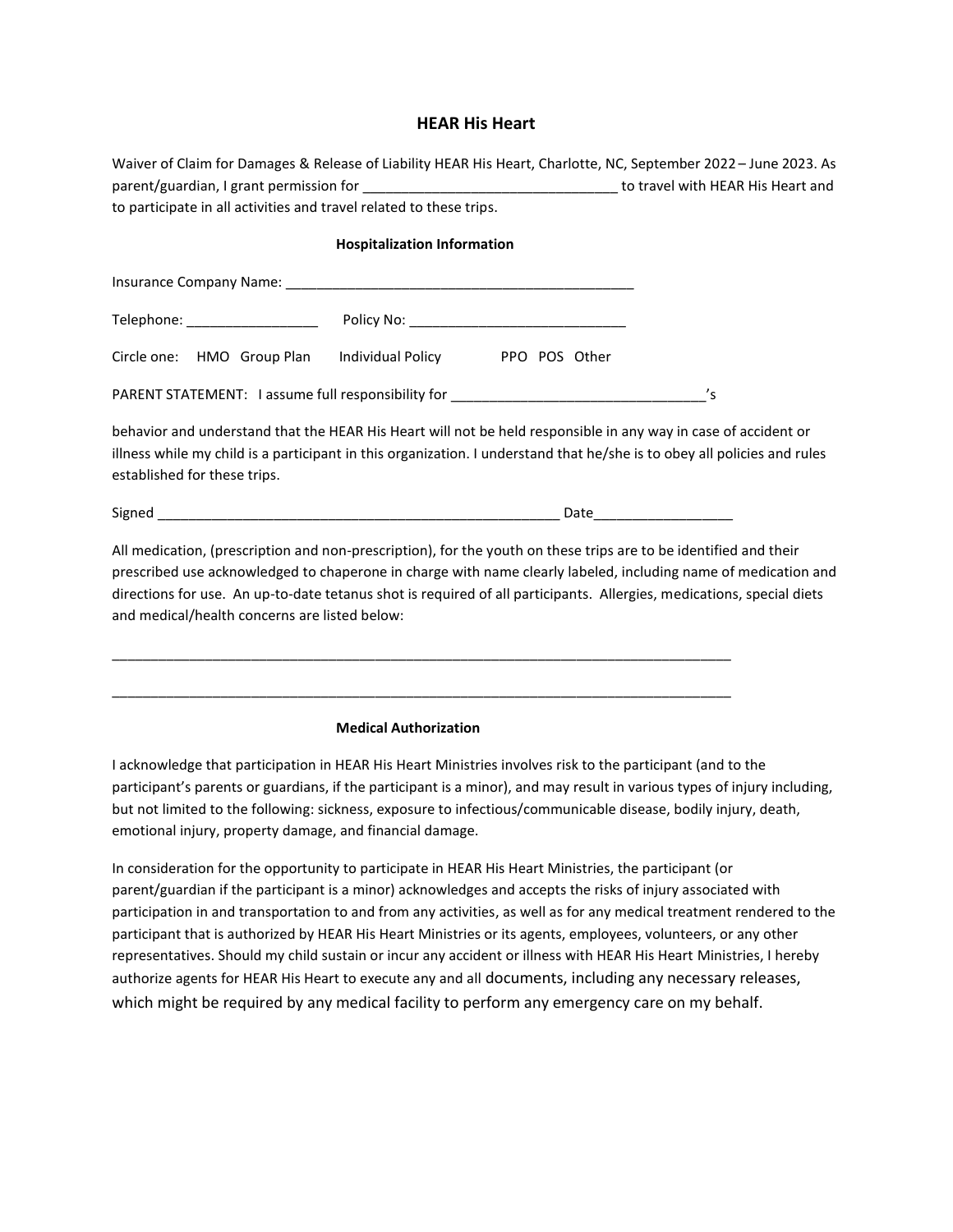# HEAR His Heart

Waiver of Claim for Damages & Release of Liability HEAR His Heart, Charlotte, NC, September 2022 – June 2023. As parent/guardian, I grant permission for _________________________________ to travel with HEAR His Heart and to participate in all activities and travel related to these trips.

**Hospitalization Information**

Insurance Company Name: _______________________________________________

Telephone: _________________ Policy No: ____________________________

Circle one: HMO Group Plan Individual Policy PPO POS Other

PARENT STATEMENT: I assume full responsibility for _________________________________'s behavior and understand that the HEAR His Heart will not be held responsible in any way in case of accident or illness while my child is a participant in this organization. I understand that he/she is to obey all policies and rules established for these trips.

Signed _____________________________________________________ Date_________________

All medication, (prescription and non-prescription), for the youth on these trips are to be identified and their prescribed use acknowledged to chaperone in charge with name clearly labeled, including name of medication and directions for use. An up-to-date tetanus shot is required of all participants. Allergies, medications, special diets and medical/health concerns are listed below:

_____________________________________________________________________________________

_____________________________________________________________________________________

**Medical Authorization**

I acknowledge that participation in HEAR His Heart Ministries involves risk to the participant (and to the participant's parents or guardians, if the participant is a minor), and may result in various types of injury including, but not limited to the following: sickness, exposure to infectious/communicable disease, bodily injury, death, emotional injury, property damage, and financial damage.

In consideration for the opportunity to participate in HEAR His Heart Ministries, the participant (or parent/guardian if the participant is a minor) acknowledges and accepts the risks of injury associated with participation in and transportation to and from any activities, as well as for any medical treatment rendered to the participant that is authorized by HEAR His Heart Ministries or its agents, employees, volunteers, or any other representatives. Should my child sustain or incur any accident or illness with HEAR His Heart Ministries, I hereby authorize agents for HEAR His Heart to execute any and all documents, including any necessary releases, which might be required by any medical facility to perform any emergency care on my behalf.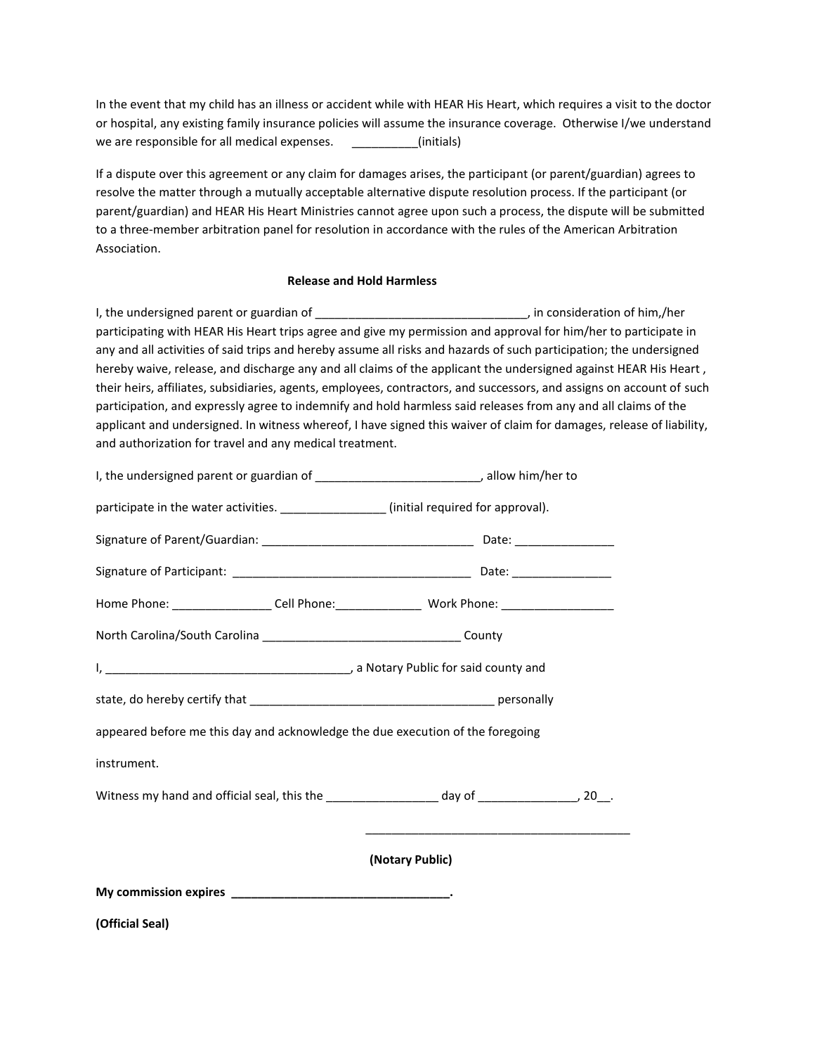In the event that my child has an illness or accident while with HEAR His Heart, which requires a visit to the doctor or hospital, any existing family insurance policies will assume the insurance coverage. Otherwise I/we understand we are responsible for all medical expenses. __________(initials)

If a dispute over this agreement or any claim for damages arises, the participant (or parent/guardian) agrees to resolve the matter through a mutually acceptable alternative dispute resolution process. If the participant (or parent/guardian) and HEAR His Heart Ministries cannot agree upon such a process, the dispute will be submitted to a three-member arbitration panel for resolution in accordance with the rules of the American Arbitration Association.

**Release and Hold Harmless**

I, the undersigned parent or guardian of ________________________________, in consideration of him,/her participating with HEAR His Heart trips agree and give my permission and approval for him/her to participate in any and all activities of said trips and hereby assume all risks and hazards of such participation; the undersigned hereby waive, release, and discharge any and all claims of the applicant the undersigned against HEAR His Heart , their heirs, affiliates, subsidiaries, agents, employees, contractors, and successors, and assigns on account of such participation, and expressly agree to indemnify and hold harmless said releases from any and all claims of the applicant and undersigned. In witness whereof, I have signed this waiver of claim for damages, release of liability, and authorization for travel and any medical treatment.

I, the undersigned parent or guardian of _________________________, allow him/her to

participate in the water activities. ________________ (initial required for approval).

Signature of Parent/Guardian: ________________________________ Date: _______________

Signature of Participant: ____________________________________ Date: _______________

Home Phone: _______________ Cell Phone:_____________ Work Phone: _________________

North Carolina/South Carolina ______________________________ County

I, _____________________________________, a Notary Public for said county and

state, do hereby certify that _____________________________________ personally

appeared before me this day and acknowledge the due execution of the foregoing

instrument.

Witness my hand and official seal, this the _________________ day of _______________, 20__.

________________________________________

**(Notary Public)**

**My commission expires _________________________________.**

**(Official Seal)**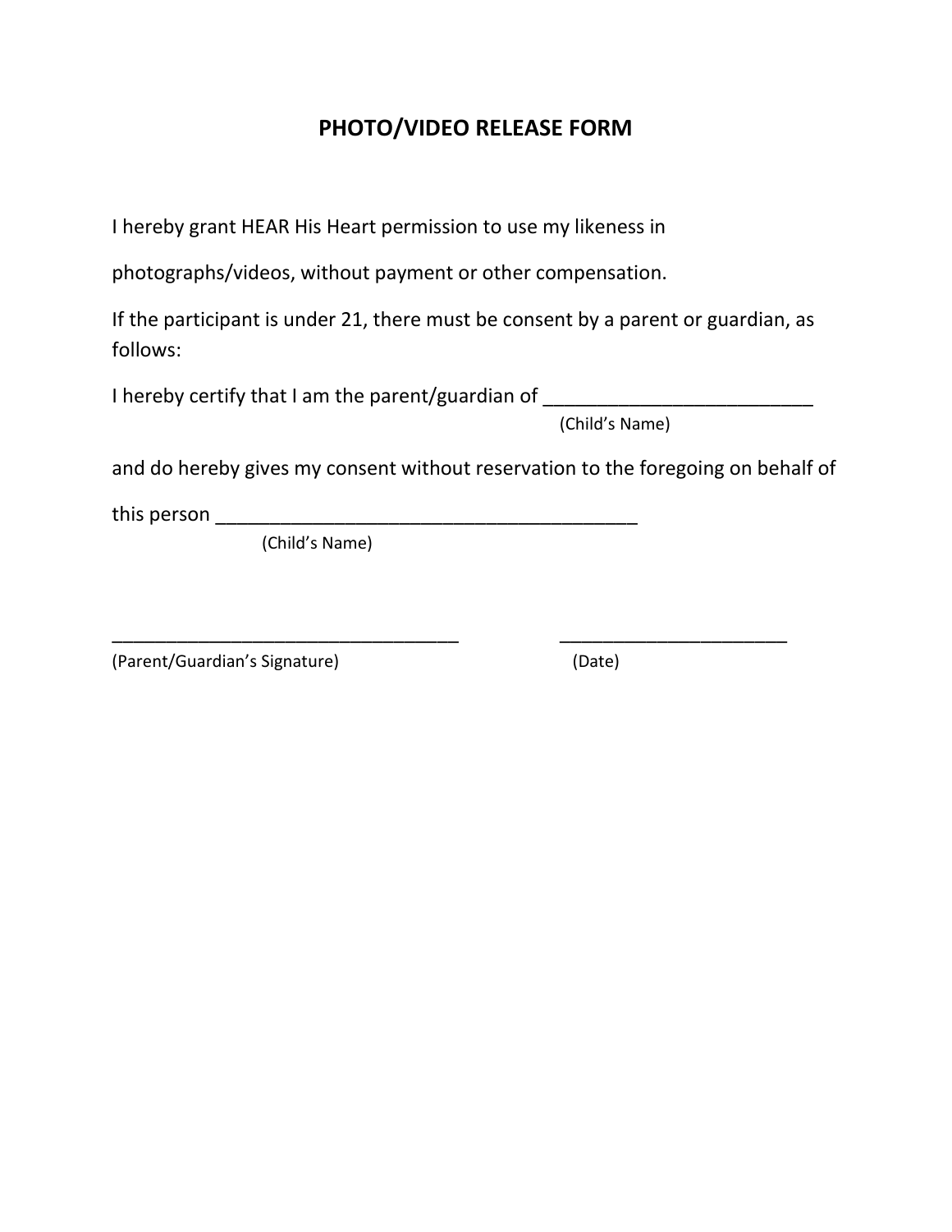# PHOTO/VIDEO RELEASE FORM

I hereby grant HEAR His Heart permission to use my likeness in

photographs/videos, without payment or other compensation.

If the participant is under 21, there must be consent by a parent or guardian, as follows:

I hereby certify that I am the parent/guardian of _________________________
(Child's Name)

and do hereby gives my consent without reservation to the foregoing on behalf of

this person ________________________________________
(Child's Name)

_________________________________ ______________________
(Parent/Guardian's Signature) (Date)